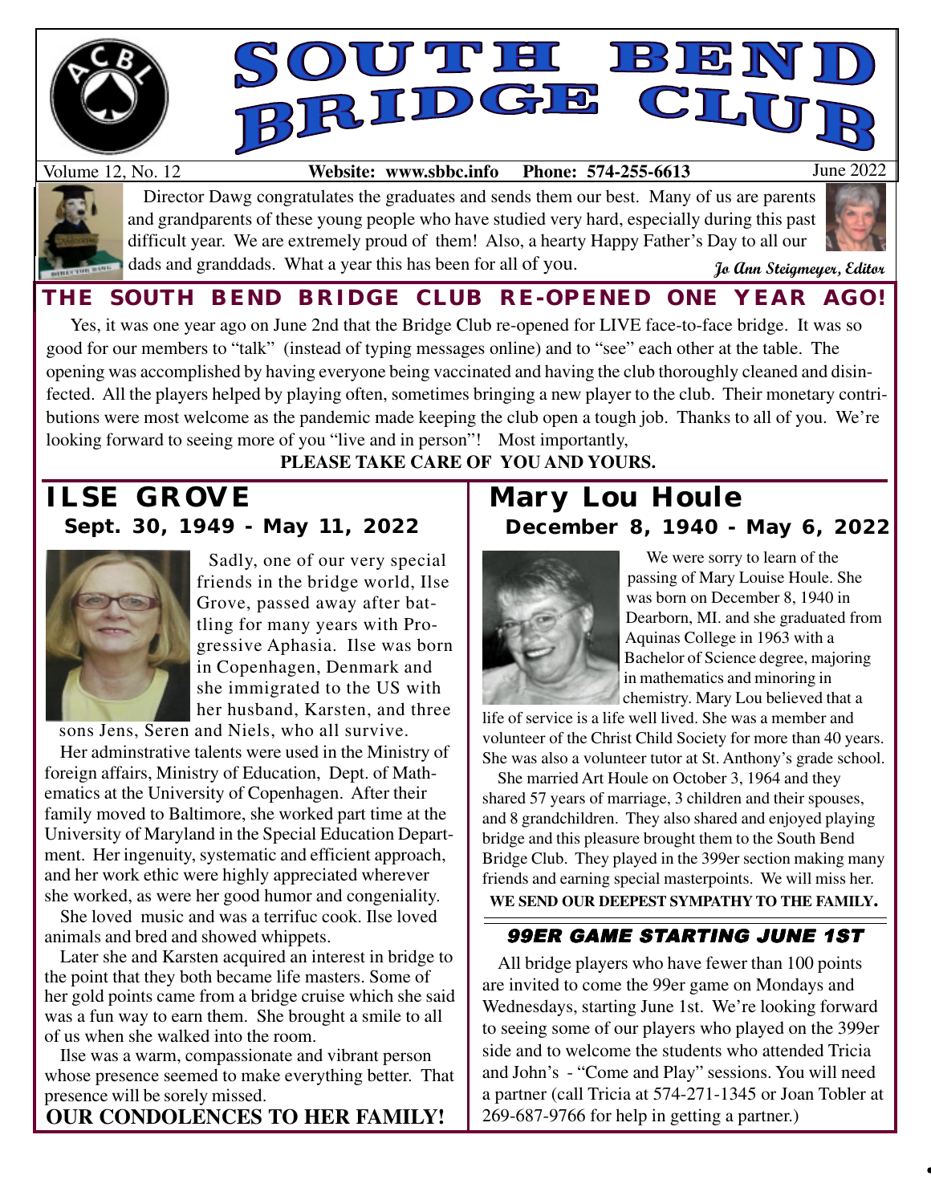# SOUTH BEND BRIDGE CLUB

Volume 12, No. 12 **Website: www.sbbc.info Phone: 574-255-6613** June 2022

Director Dawg congratulates the graduates and sends them our best. Many of us are parents and grandparents of these young people who have studied very hard, especially during this past difficult year. We are extremely proud of them! Also, a hearty Happy Father's Day to all our dads and granddads. What a year this has been for all of you.

*Jo Ann Steigmeyer, Editor*

## THE SOUTH BEND BRIDGE CLUB RE-OPENED ONE YEAR AGO!

Yes, it was one year ago on June 2nd that the Bridge Club re-opened for LIVE face-to-face bridge. It was so good for our members to "talk" (instead of typing messages online) and to "see" each other at the table. The opening was accomplished by having everyone being vaccinated and having the club thoroughly cleaned and disinfected. All the players helped by playing often, sometimes bringing a new player to the club. Their monetary contributions were most welcome as the pandemic made keeping the club open a tough job. Thanks to all of you. We're looking forward to seeing more of you "live and in person"! Most importantly,

**PLEASE TAKE CARE OF YOU AND YOURS.**

## ILSE GROVE

### Sept. 30, 1949 - May 11, 2022

Sadly, one of our very special friends in the bridge world, Ilse Grove, passed away after battling for many years with Progressive Aphasia. Ilse was born in Copenhagen, Denmark and she immigrated to the US with her husband, Karsten, and three sons Jens, Seren and Niels, who all survive.

Her adminstrative talents were used in the Ministry of foreign affairs, Ministry of Education, Dept. of Mathematics at the University of Copenhagen. After their family moved to Baltimore, she worked part time at the University of Maryland in the Special Education Department. Her ingenuity, systematic and efficient approach, and her work ethic were highly appreciated wherever she worked, as were her good humor and congeniality.

She loved music and was a terrifuc cook. Ilse loved animals and bred and showed whippets.

Later she and Karsten acquired an interest in bridge to the point that they both became life masters. Some of her gold points came from a bridge cruise which she said was a fun way to earn them. She brought a smile to all of us when she walked into the room.

Ilse was a warm, compassionate and vibrant person whose presence seemed to make everything better. That presence will be sorely missed.

**OUR CONDOLENCES TO HER FAMILY!**

## Mary Lou Houle

### December 8, 1940 - May 6, 2022

We were sorry to learn of the passing of Mary Louise Houle. She was born on December 8, 1940 in Dearborn, MI. and she graduated from Aquinas College in 1963 with a Bachelor of Science degree, majoring in mathematics and minoring in chemistry. Mary Lou believed that a life of service is a life well lived. She was a member and volunteer of the Christ Child Society for more than 40 years. She was also a volunteer tutor at St. Anthony's grade school.

She married Art Houle on October 3, 1964 and they shared 57 years of marriage, 3 children and their spouses, and 8 grandchildren. They also shared and enjoyed playing bridge and this pleasure brought them to the South Bend Bridge Club. They played in the 399er section making many friends and earning special masterpoints. We will miss her.

**WE SEND OUR DEEPEST SYMPATHY TO THE FAMILY.**

## 99ER GAME STARTING JUNE 1ST

All bridge players who have fewer than 100 points are invited to come the 99er game on Mondays and Wednesdays, starting June 1st. We're looking forward to seeing some of our players who played on the 399er side and to welcome the students who attended Tricia and John's - "Come and Play" sessions. You will need a partner (call Tricia at 574-271-1345 or Joan Tobler at 269-687-9766 for help in getting a partner.)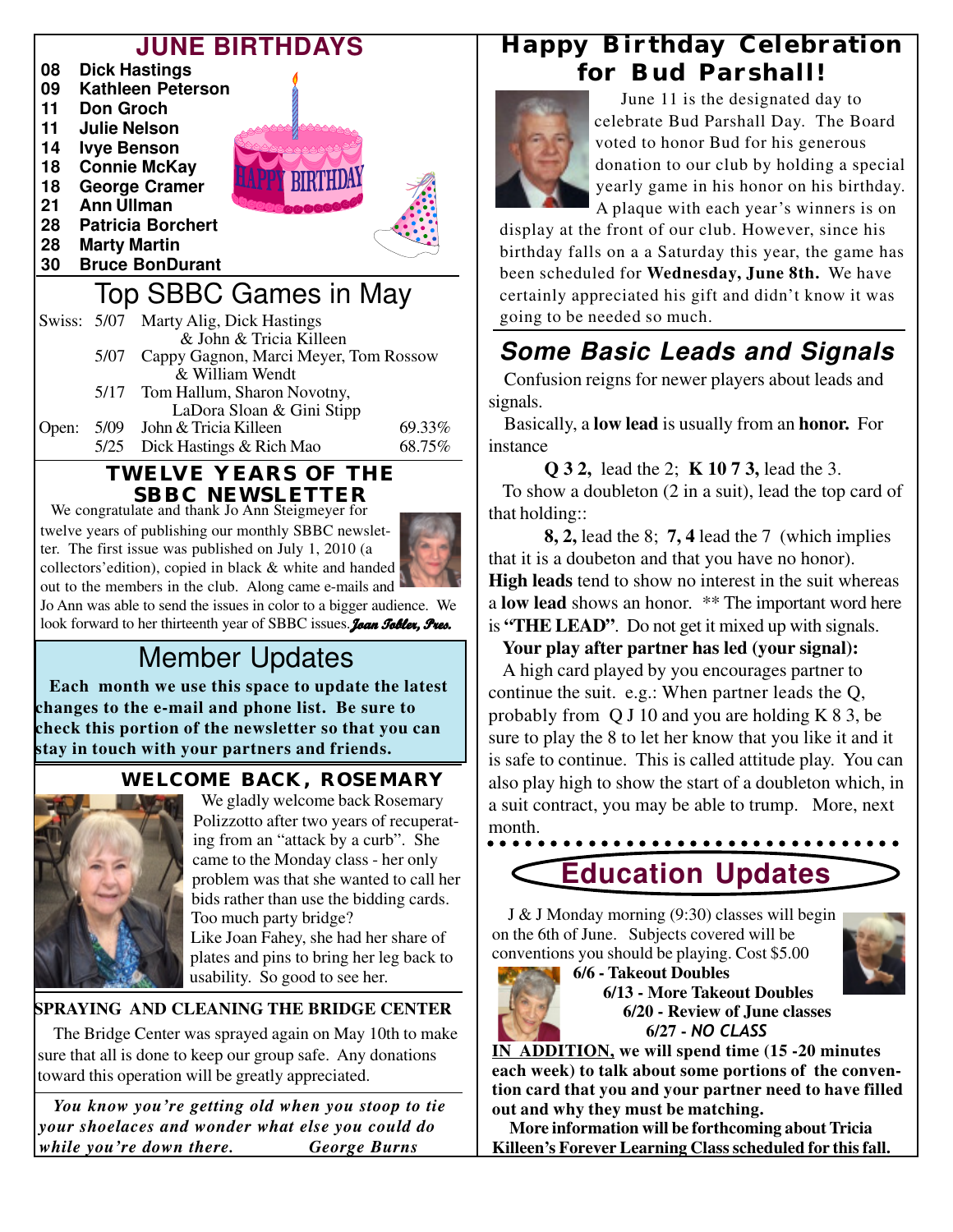## JUNE BIRTHDAYS

- 08 Dick Hastings
- 09 Kathleen Peterson
- 11 Don Groch
- 11 Julie Nelson
- 14 Ivye Benson
- 18 Connie McKay
- 18 George Cramer
- 21 Ann Ullman
- 28 Patricia Borchert
- 28 Marty Martin
- 30 Bruce BonDurant

HAPPY BIRTHDAY

## Top SBBC Games in May

| | | | |
|---|---|---|---|
| Swiss: | 5/07 | Marty Alig, Dick Hastings & John & Tricia Killeen | |
| | 5/07 | Cappy Gagnon, Marci Meyer, Tom Rossow & William Wendt | |
| | 5/17 | Tom Hallum, Sharon Novotny, LaDora Sloan & Gini Stipp | |
| Open: | 5/09 | John & Tricia Killeen | 69.33% |
| | 5/25 | Dick Hastings & Rich Mao | 68.75% |

## TWELVE YEARS OF THE SBBC NEWSLETTER

We congratulate and thank Jo Ann Steigmeyer for twelve years of publishing our monthly SBBC newsletter. The first issue was published on July 1, 2010 (a collectors'edition), copied in black & white and handed out to the members in the club. Along came e-mails and Jo Ann was able to send the issues in color to a bigger audience. We look forward to her thirteenth year of SBBC issues. *Joan Tobler, Pres.*

## Member Updates

**Each month we use this space to update the latest changes to the e-mail and phone list. Be sure to check this portion of the newsletter so that you can stay in touch with your partners and friends.**

## WELCOME BACK, ROSEMARY

We gladly welcome back Rosemary Polizzotto after two years of recuperating from an "attack by a curb". She came to the Monday class - her only problem was that she wanted to call her bids rather than use the bidding cards. Too much party bridge? Like Joan Fahey, she had her share of plates and pins to bring her leg back to usability. So good to see her.

## SPRAYING AND CLEANING THE BRIDGE CENTER

The Bridge Center was sprayed again on May 10th to make sure that all is done to keep our group safe. Any donations toward this operation will be greatly appreciated.

***You know you're getting old when you stoop to tie your shoelaces and wonder what else you could do while you're down there.*** ***George Burns***

## Happy Birthday Celebration for Bud Parshall!

June 11 is the designated day to celebrate Bud Parshall Day. The Board voted to honor Bud for his generous donation to our club by holding a special yearly game in his honor on his birthday. A plaque with each year's winners is on display at the front of our club. However, since his birthday falls on a a Saturday this year, the game has been scheduled for **Wednesday, June 8th.** We have certainly appreciated his gift and didn't know it was going to be needed so much.

## *Some Basic Leads and Signals*

Confusion reigns for newer players about leads and signals.

Basically, a **low lead** is usually from an **honor.** For instance

**Q 3 2,** lead the 2; **K 10 7 3,** lead the 3.

To show a doubleton (2 in a suit), lead the top card of that holding::

**8, 2,** lead the 8; **7, 4** lead the 7 (which implies that it is a doubeton and that you have no honor). **High leads** tend to show no interest in the suit whereas a **low lead** shows an honor. ** The important word here is **"THE LEAD"**. Do not get it mixed up with signals.

**Your play after partner has led (your signal):**

A high card played by you encourages partner to continue the suit. e.g.: When partner leads the Q, probably from Q J 10 and you are holding K 8 3, be sure to play the 8 to let her know that you like it and it is safe to continue. This is called attitude play. You can also play high to show the start of a doubleton which, in a suit contract, you may be able to trump. More, next month.

## Education Updates

J & J Monday morning (9:30) classes will begin on the 6th of June. Subjects covered will be conventions you should be playing. Cost $5.00

**6/6 - Takeout Doubles**
**6/13 - More Takeout Doubles**
**6/20 - Review of June classes**
***6/27 - NO CLASS***

**IN ADDITION, we will spend time (15 -20 minutes each week) to talk about some portions of the convention card that you and your partner need to have filled out and why they must be matching.**

**More information will be forthcoming about Tricia Killeen's Forever Learning Class scheduled for this fall.**